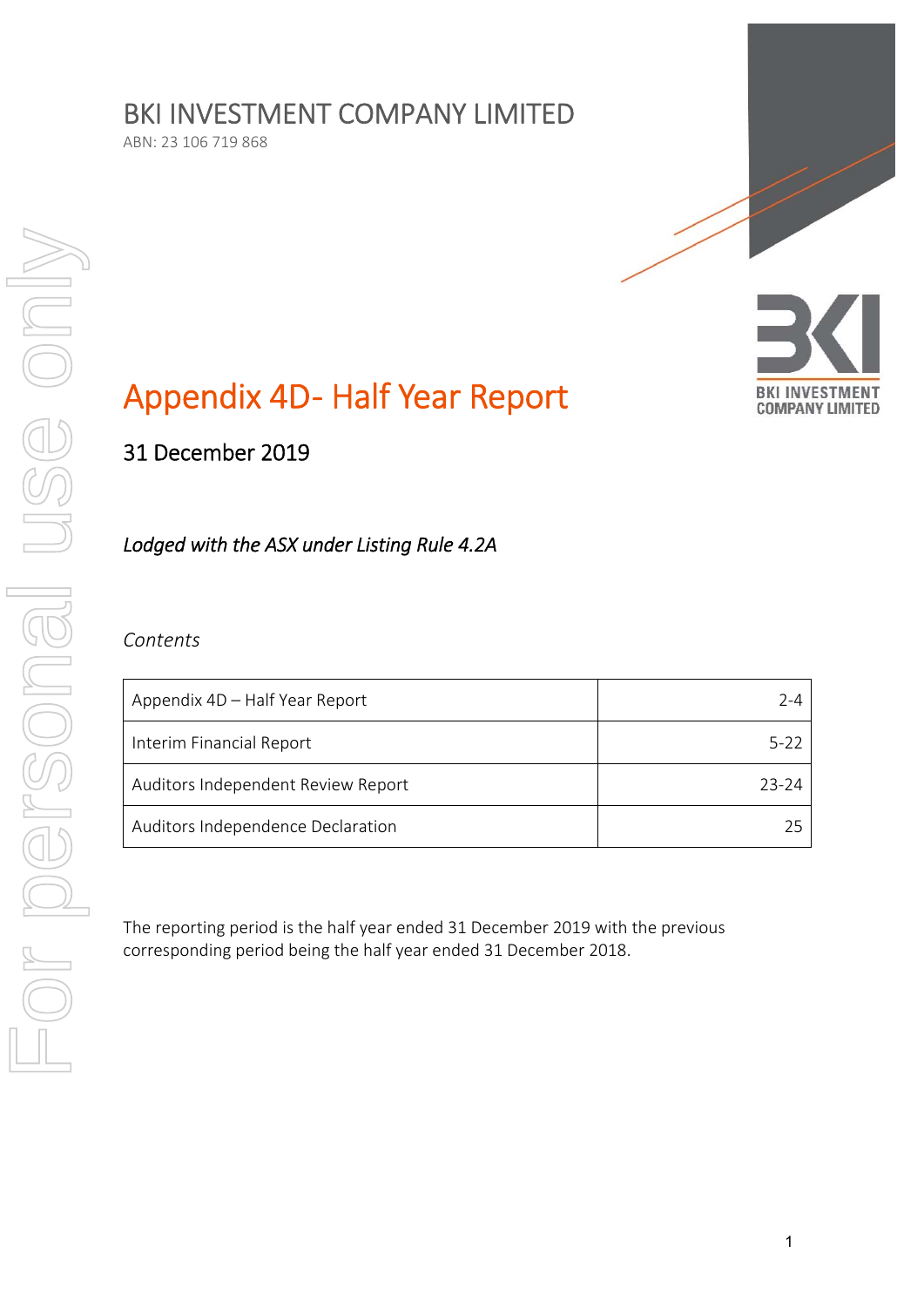# BKI INVESTMENT COMPANY LIMITED

ABN: 23 106 719 868

# Appendix 4D- Half Year Report

## 31 December 2019

*Lodged with the ASX under Listing Rule 4.2A*

*Contents*

| | |
|---|---|
| Appendix 4D – Half Year Report | 2-4 |
| Interim Financial Report | 5-22 |
| Auditors Independent Review Report | 23-24 |
| Auditors Independence Declaration | 25 |

The reporting period is the half year ended 31 December 2019 with the previous corresponding period being the half year ended 31 December 2018.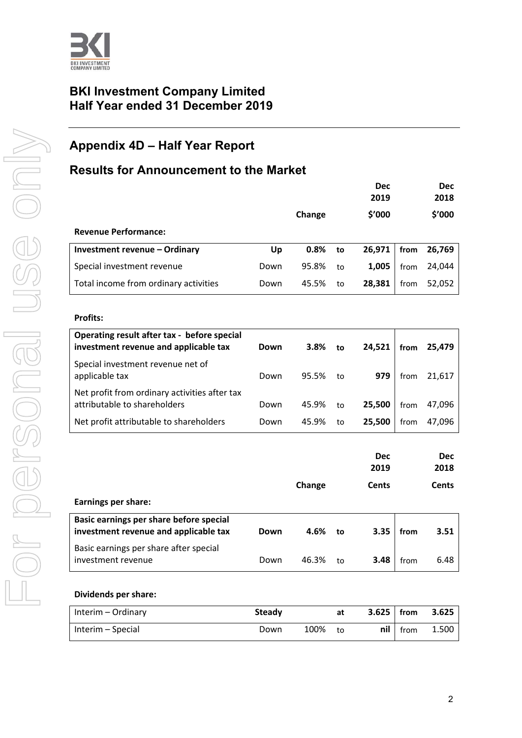# BKI Investment Company Limited
# Half Year ended 31 December 2019

## Appendix 4D – Half Year Report

## Results for Announcement to the Market

| | | Change | | Dec 2019 $'000 | | Dec 2018 $'000 |
|---|---|---|---|---|---|---|
| **Revenue Performance:** | | | | | | |
| **Investment revenue – Ordinary** | **Up** | **0.8%** | **to** | **26,971** | **from** | **26,769** |
| Special investment revenue | Down | 95.8% | to | **1,005** | from | 24,044 |
| Total income from ordinary activities | Down | 45.5% | to | **28,381** | from | 52,052 |
| **Profits:** | | | | | | |
| **Operating result after tax - before special investment revenue and applicable tax** | **Down** | **3.8%** | **to** | **24,521** | **from** | **25,479** |
| Special investment revenue net of applicable tax | Down | 95.5% | to | **979** | from | 21,617 |
| Net profit from ordinary activities after tax attributable to shareholders | Down | 45.9% | to | **25,500** | from | 47,096 |
| Net profit attributable to shareholders | Down | 45.9% | to | **25,500** | from | 47,096 |

| | | Change | | Dec 2019 Cents | | Dec 2018 Cents |
|---|---|---|---|---|---|---|
| **Earnings per share:** | | | | | | |
| **Basic earnings per share before special investment revenue and applicable tax** | **Down** | **4.6%** | **to** | **3.35** | **from** | **3.51** |
| Basic earnings per share after special investment revenue | Down | 46.3% | to | **3.48** | from | 6.48 |
| **Dividends per share:** | | | | | | |
| Interim – Ordinary | **Steady** | | **at** | **3.625** | **from** | **3.625** |
| Interim – Special | Down | 100% | to | **nil** | from | 1.500 |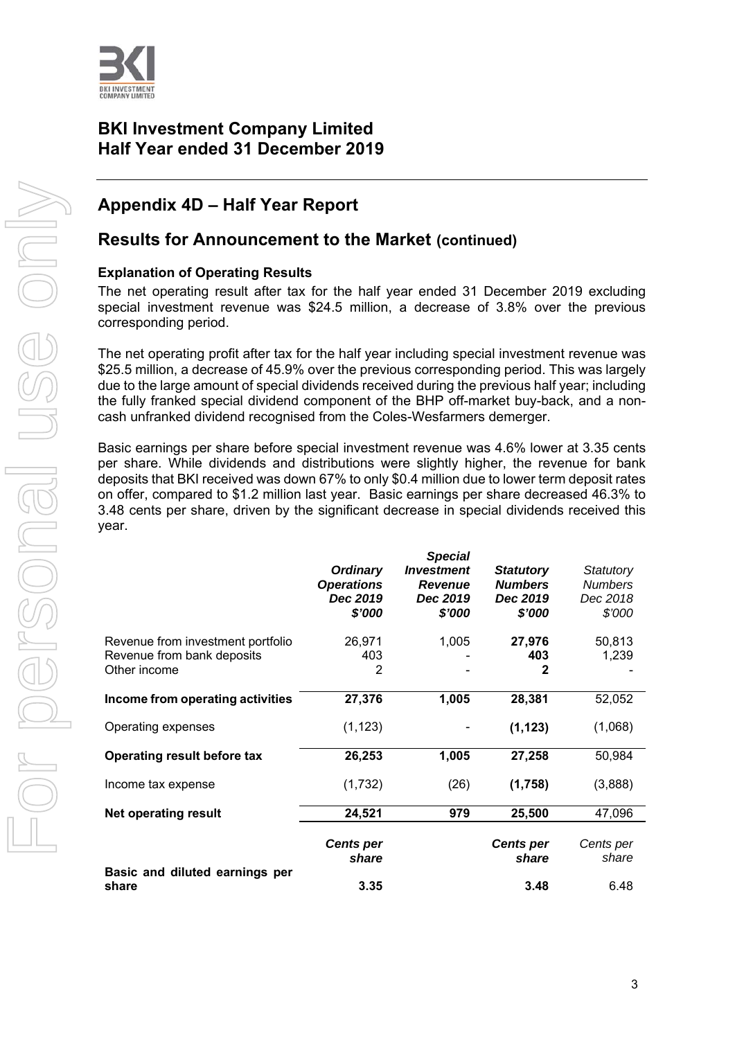# BKI Investment Company Limited
# Half Year ended 31 December 2019

## Appendix 4D – Half Year Report

## Results for Announcement to the Market (continued)

### Explanation of Operating Results

The net operating result after tax for the half year ended 31 December 2019 excluding special investment revenue was $24.5 million, a decrease of 3.8% over the previous corresponding period.

The net operating profit after tax for the half year including special investment revenue was $25.5 million, a decrease of 45.9% over the previous corresponding period. This was largely due to the large amount of special dividends received during the previous half year; including the fully franked special dividend component of the BHP off-market buy-back, and a non-cash unfranked dividend recognised from the Coles-Wesfarmers demerger.

Basic earnings per share before special investment revenue was 4.6% lower at 3.35 cents per share. While dividends and distributions were slightly higher, the revenue for bank deposits that BKI received was down 67% to only $0.4 million due to lower term deposit rates on offer, compared to $1.2 million last year. Basic earnings per share decreased 46.3% to 3.48 cents per share, driven by the significant decrease in special dividends received this year.

| | ***Ordinary Operations Dec 2019 $'000*** | ***Special Investment Revenue Dec 2019 $'000*** | ***Statutory Numbers Dec 2019 $'000*** | *Statutory Numbers Dec 2018 $'000* |
|---|---|---|---|---|
| Revenue from investment portfolio | 26,971 | 1,005 | **27,976** | 50,813 |
| Revenue from bank deposits | 403 | - | **403** | 1,239 |
| Other income | 2 | - | **2** | - |
| **Income from operating activities** | **27,376** | **1,005** | **28,381** | 52,052 |
| Operating expenses | (1,123) | - | **(1,123)** | (1,068) |
| **Operating result before tax** | **26,253** | **1,005** | **27,258** | 50,984 |
| Income tax expense | (1,732) | (26) | **(1,758)** | (3,888) |
| **Net operating result** | **24,521** | **979** | **25,500** | 47,096 |
| | ***Cents per share*** | | ***Cents per share*** | *Cents per share* |
| **Basic and diluted earnings per share** | **3.35** | | **3.48** | 6.48 |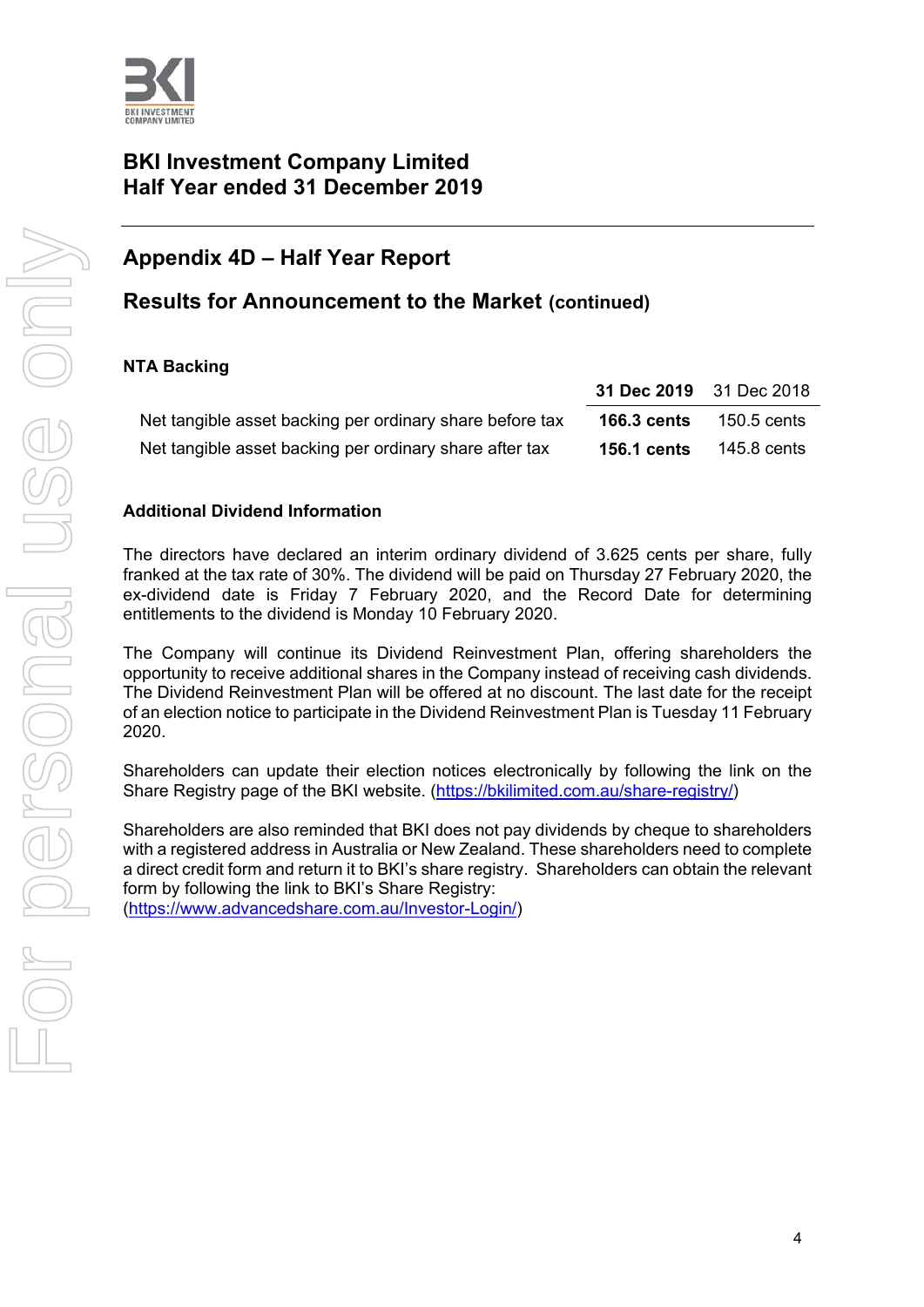# BKI Investment Company Limited
# Half Year ended 31 December 2019

## Appendix 4D – Half Year Report

## Results for Announcement to the Market (continued)

### NTA Backing

| | **31 Dec 2019** | 31 Dec 2018 |
|---|---|---|
| Net tangible asset backing per ordinary share before tax | **166.3 cents** | 150.5 cents |
| Net tangible asset backing per ordinary share after tax | **156.1 cents** | 145.8 cents |

### Additional Dividend Information

The directors have declared an interim ordinary dividend of 3.625 cents per share, fully franked at the tax rate of 30%. The dividend will be paid on Thursday 27 February 2020, the ex-dividend date is Friday 7 February 2020, and the Record Date for determining entitlements to the dividend is Monday 10 February 2020.

The Company will continue its Dividend Reinvestment Plan, offering shareholders the opportunity to receive additional shares in the Company instead of receiving cash dividends. The Dividend Reinvestment Plan will be offered at no discount. The last date for the receipt of an election notice to participate in the Dividend Reinvestment Plan is Tuesday 11 February 2020.

Shareholders can update their election notices electronically by following the link on the Share Registry page of the BKI website. (https://bkilimited.com.au/share-registry/)

Shareholders are also reminded that BKI does not pay dividends by cheque to shareholders with a registered address in Australia or New Zealand. These shareholders need to complete a direct credit form and return it to BKI's share registry. Shareholders can obtain the relevant form by following the link to BKI's Share Registry:
(https://www.advancedshare.com.au/Investor-Login/)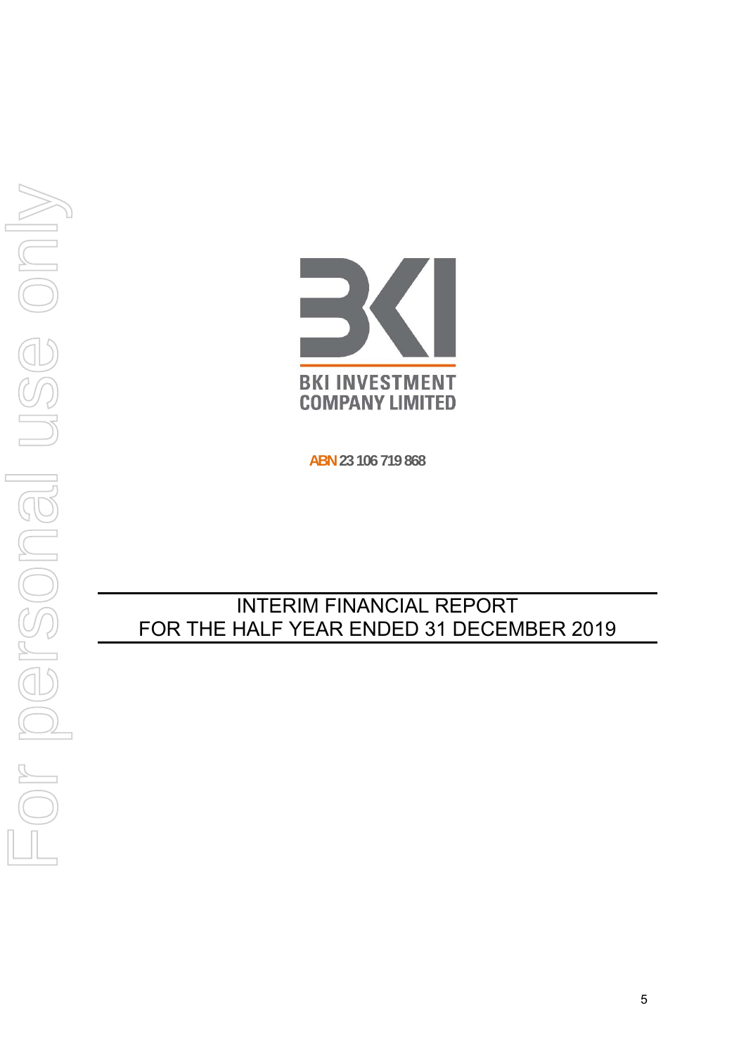BKI INVESTMENT COMPANY LIMITED

ABN 23 106 719 868

# INTERIM FINANCIAL REPORT
# FOR THE HALF YEAR ENDED 31 DECEMBER 2019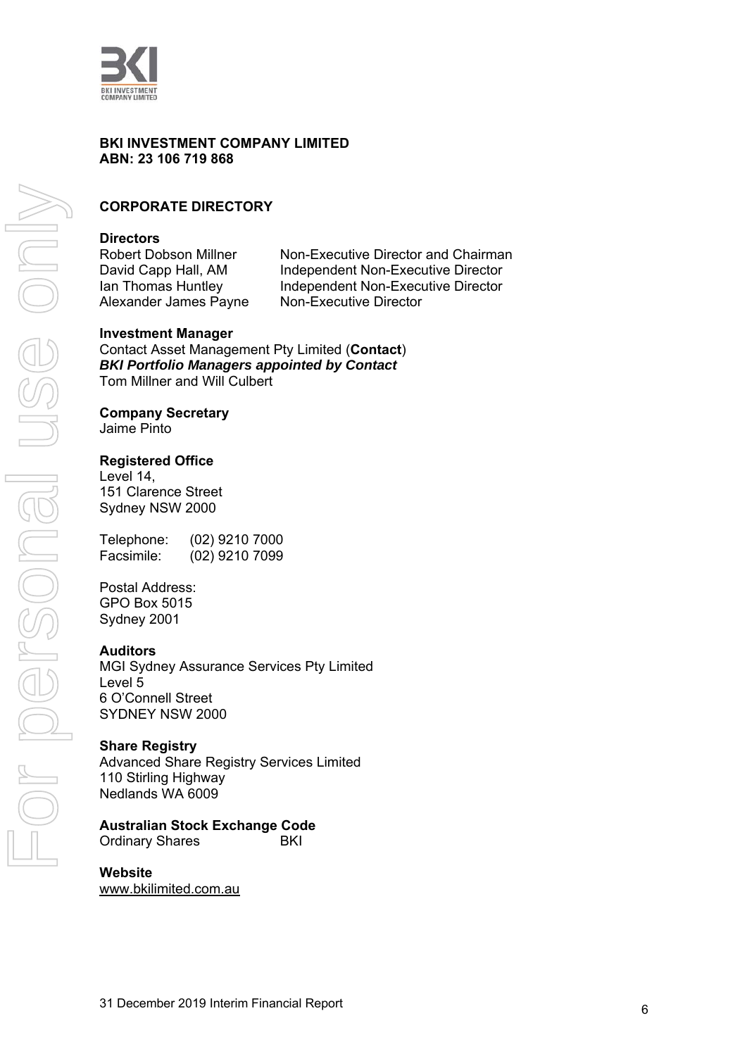**BKI INVESTMENT COMPANY LIMITED**
**ABN: 23 106 719 868**

## CORPORATE DIRECTORY

**Directors**

| | |
|---|---|
| Robert Dobson Millner | Non-Executive Director and Chairman |
| David Capp Hall, AM | Independent Non-Executive Director |
| Ian Thomas Huntley | Independent Non-Executive Director |
| Alexander James Payne | Non-Executive Director |

**Investment Manager**
Contact Asset Management Pty Limited (**Contact**)
***BKI Portfolio Managers appointed by Contact***
Tom Millner and Will Culbert

**Company Secretary**
Jaime Pinto

**Registered Office**
Level 14,
151 Clarence Street
Sydney NSW 2000

Telephone: (02) 9210 7000
Facsimile: (02) 9210 7099

Postal Address:
GPO Box 5015
Sydney 2001

**Auditors**
MGI Sydney Assurance Services Pty Limited
Level 5
6 O'Connell Street
SYDNEY NSW 2000

**Share Registry**
Advanced Share Registry Services Limited
110 Stirling Highway
Nedlands WA 6009

**Australian Stock Exchange Code**
Ordinary Shares BKI

**Website**
www.bkilimited.com.au

31 December 2019 Interim Financial Report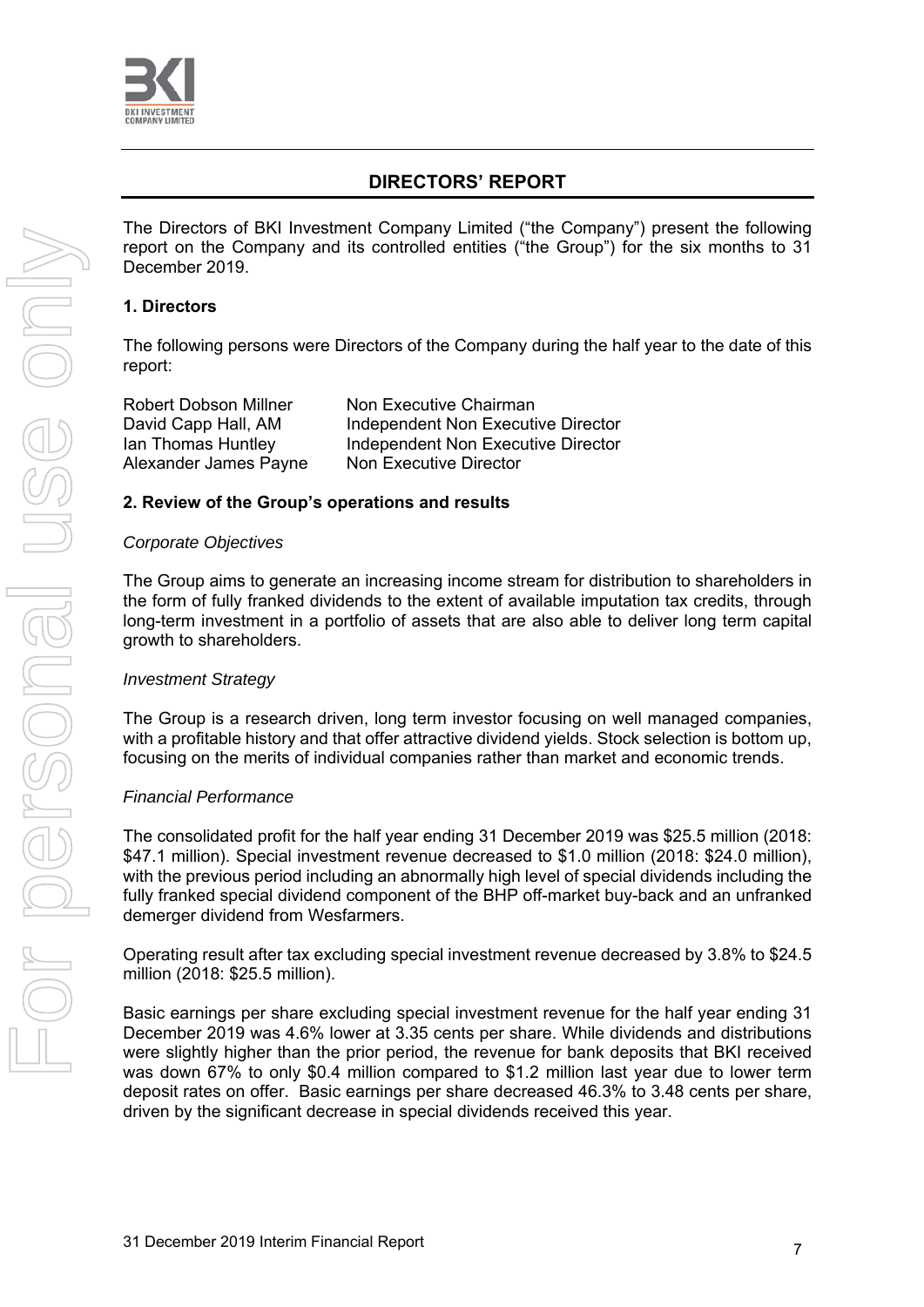# DIRECTORS' REPORT

The Directors of BKI Investment Company Limited ("the Company") present the following report on the Company and its controlled entities ("the Group") for the six months to 31 December 2019.

## 1. Directors

The following persons were Directors of the Company during the half year to the date of this report:

| | |
|---|---|
| Robert Dobson Millner | Non Executive Chairman |
| David Capp Hall, AM | Independent Non Executive Director |
| Ian Thomas Huntley | Independent Non Executive Director |
| Alexander James Payne | Non Executive Director |

## 2. Review of the Group's operations and results

*Corporate Objectives*

The Group aims to generate an increasing income stream for distribution to shareholders in the form of fully franked dividends to the extent of available imputation tax credits, through long-term investment in a portfolio of assets that are also able to deliver long term capital growth to shareholders.

*Investment Strategy*

The Group is a research driven, long term investor focusing on well managed companies, with a profitable history and that offer attractive dividend yields. Stock selection is bottom up, focusing on the merits of individual companies rather than market and economic trends.

*Financial Performance*

The consolidated profit for the half year ending 31 December 2019 was $25.5 million (2018: $47.1 million). Special investment revenue decreased to $1.0 million (2018: $24.0 million), with the previous period including an abnormally high level of special dividends including the fully franked special dividend component of the BHP off-market buy-back and an unfranked demerger dividend from Wesfarmers.

Operating result after tax excluding special investment revenue decreased by 3.8% to $24.5 million (2018: $25.5 million).

Basic earnings per share excluding special investment revenue for the half year ending 31 December 2019 was 4.6% lower at 3.35 cents per share. While dividends and distributions were slightly higher than the prior period, the revenue for bank deposits that BKI received was down 67% to only $0.4 million compared to $1.2 million last year due to lower term deposit rates on offer. Basic earnings per share decreased 46.3% to 3.48 cents per share, driven by the significant decrease in special dividends received this year.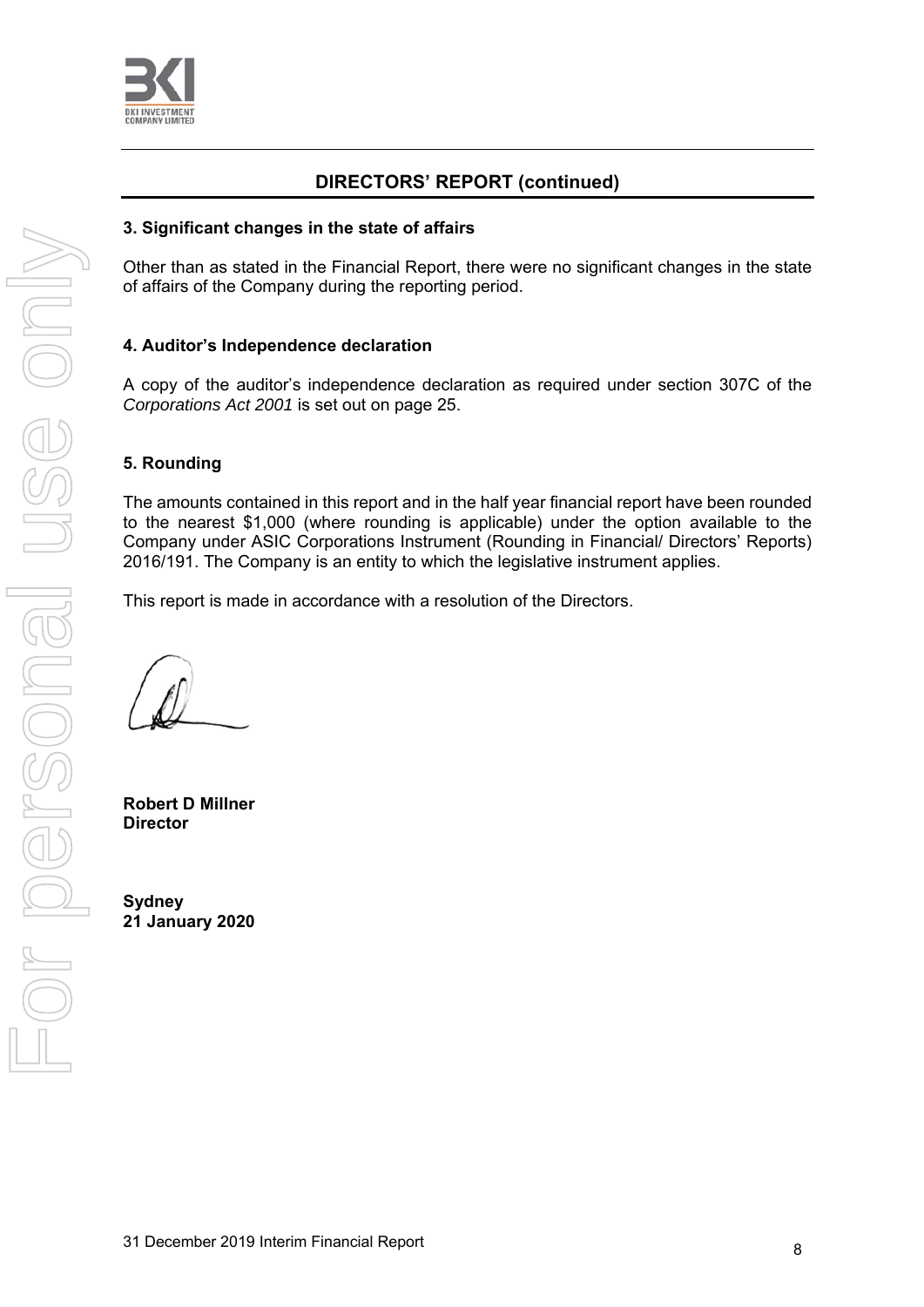## DIRECTORS' REPORT (continued)

### 3. Significant changes in the state of affairs

Other than as stated in the Financial Report, there were no significant changes in the state of affairs of the Company during the reporting period.

### 4. Auditor's Independence declaration

A copy of the auditor's independence declaration as required under section 307C of the *Corporations Act 2001* is set out on page 25.

### 5. Rounding

The amounts contained in this report and in the half year financial report have been rounded to the nearest $1,000 (where rounding is applicable) under the option available to the Company under ASIC Corporations Instrument (Rounding in Financial/ Directors' Reports) 2016/191. The Company is an entity to which the legislative instrument applies.

This report is made in accordance with a resolution of the Directors.

**Robert D Millner**
**Director**

**Sydney**
**21 January 2020**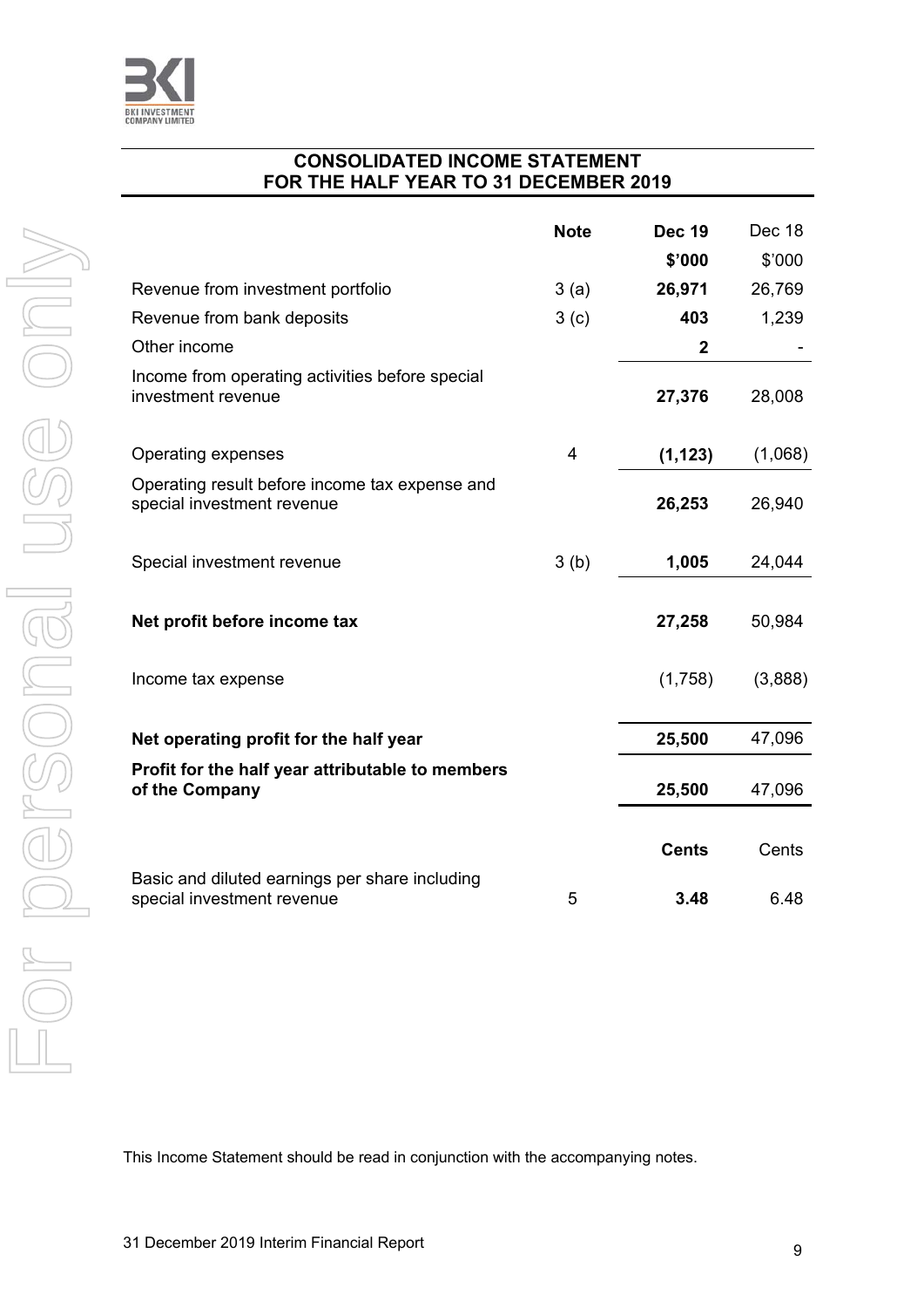## CONSOLIDATED INCOME STATEMENT
## FOR THE HALF YEAR TO 31 DECEMBER 2019

| | Note | Dec 19 | Dec 18 |
|---|---|---|---|
| | | **$'000** | $'000 |
| Revenue from investment portfolio | 3 (a) | **26,971** | 26,769 |
| Revenue from bank deposits | 3 (c) | **403** | 1,239 |
| Other income | | **2** | - |
| Income from operating activities before special investment revenue | | **27,376** | 28,008 |
| Operating expenses | 4 | **(1,123)** | (1,068) |
| Operating result before income tax expense and special investment revenue | | **26,253** | 26,940 |
| Special investment revenue | 3 (b) | **1,005** | 24,044 |
| **Net profit before income tax** | | **27,258** | 50,984 |
| Income tax expense | | (1,758) | (3,888) |
| **Net operating profit for the half year** | | **25,500** | 47,096 |
| **Profit for the half year attributable to members of the Company** | | **25,500** | 47,096 |
| | | **Cents** | Cents |
| Basic and diluted earnings per share including special investment revenue | 5 | **3.48** | 6.48 |

This Income Statement should be read in conjunction with the accompanying notes.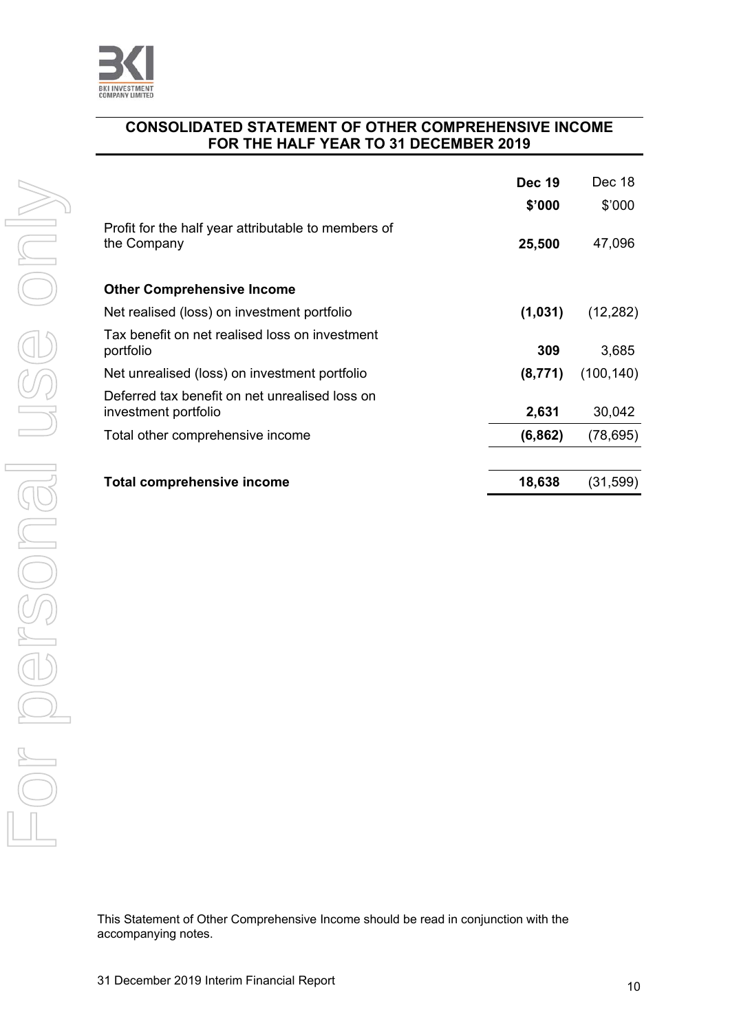## CONSOLIDATED STATEMENT OF OTHER COMPREHENSIVE INCOME FOR THE HALF YEAR TO 31 DECEMBER 2019

| | **Dec 19** | Dec 18 |
|---|---|---|
| | **$'000** | $'000 |
| Profit for the half year attributable to members of the Company | **25,500** | 47,096 |
| | | |
| **Other Comprehensive Income** | | |
| Net realised (loss) on investment portfolio | **(1,031)** | (12,282) |
| Tax benefit on net realised loss on investment portfolio | **309** | 3,685 |
| Net unrealised (loss) on investment portfolio | **(8,771)** | (100,140) |
| Deferred tax benefit on net unrealised loss on investment portfolio | **2,631** | 30,042 |
| Total other comprehensive income | **(6,862)** | (78,695) |
| | | |
| **Total comprehensive income** | **18,638** | (31,599) |

This Statement of Other Comprehensive Income should be read in conjunction with the accompanying notes.

31 December 2019 Interim Financial Report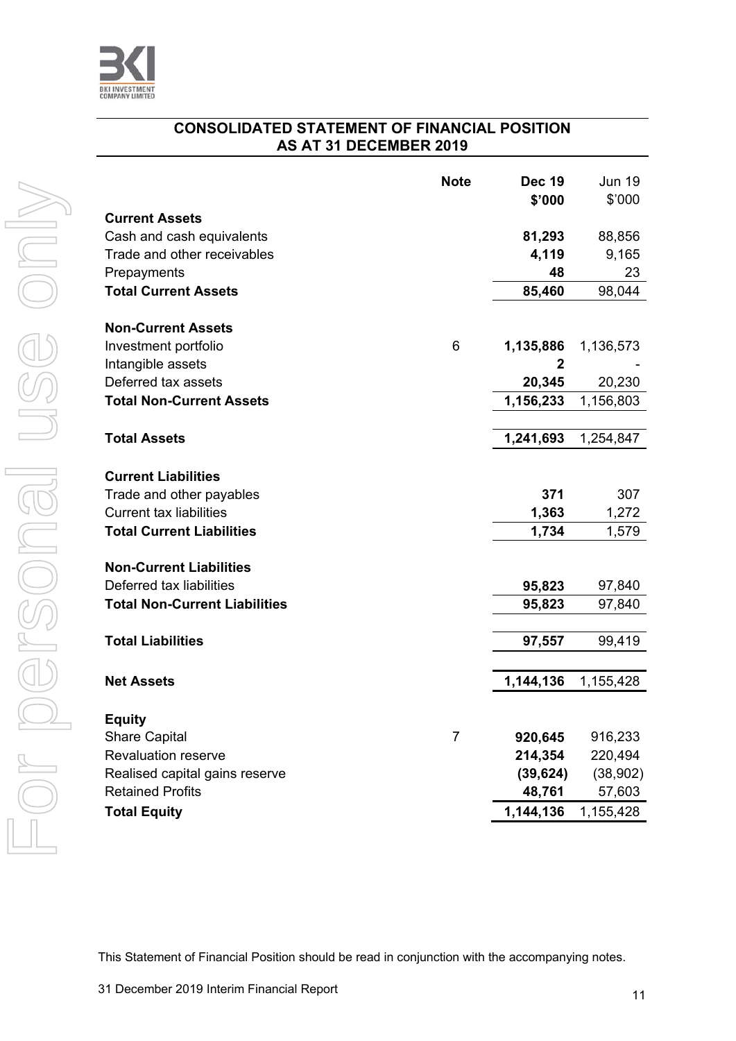BKI INVESTMENT COMPANY LIMITED

## CONSOLIDATED STATEMENT OF FINANCIAL POSITION AS AT 31 DECEMBER 2019

| | Note | Dec 19 $'000 | Jun 19 $'000 |
|---|---|---|---|
| **Current Assets** | | | |
| Cash and cash equivalents | | **81,293** | 88,856 |
| Trade and other receivables | | **4,119** | 9,165 |
| Prepayments | | **48** | 23 |
| **Total Current Assets** | | **85,460** | 98,044 |
| **Non-Current Assets** | | | |
| Investment portfolio | 6 | **1,135,886** | 1,136,573 |
| Intangible assets | | **2** | - |
| Deferred tax assets | | **20,345** | 20,230 |
| **Total Non-Current Assets** | | **1,156,233** | 1,156,803 |
| **Total Assets** | | **1,241,693** | 1,254,847 |
| **Current Liabilities** | | | |
| Trade and other payables | | **371** | 307 |
| Current tax liabilities | | **1,363** | 1,272 |
| **Total Current Liabilities** | | **1,734** | 1,579 |
| **Non-Current Liabilities** | | | |
| Deferred tax liabilities | | **95,823** | 97,840 |
| **Total Non-Current Liabilities** | | **95,823** | 97,840 |
| **Total Liabilities** | | **97,557** | 99,419 |
| **Net Assets** | | **1,144,136** | 1,155,428 |
| **Equity** | | | |
| Share Capital | 7 | **920,645** | 916,233 |
| Revaluation reserve | | **214,354** | 220,494 |
| Realised capital gains reserve | | **(39,624)** | (38,902) |
| Retained Profits | | **48,761** | 57,603 |
| **Total Equity** | | **1,144,136** | 1,155,428 |

This Statement of Financial Position should be read in conjunction with the accompanying notes.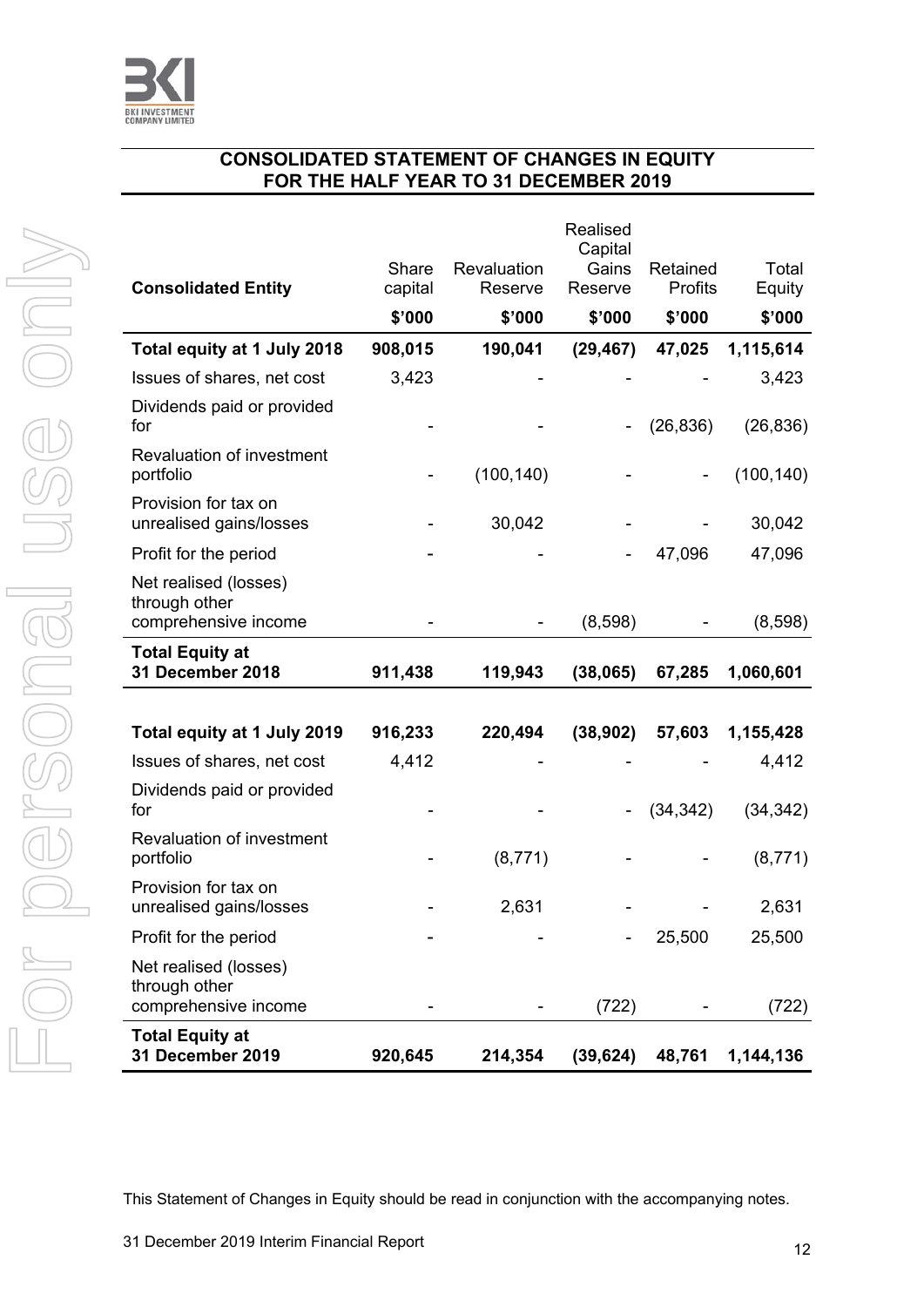## CONSOLIDATED STATEMENT OF CHANGES IN EQUITY FOR THE HALF YEAR TO 31 DECEMBER 2019

| Consolidated Entity | Share capital | Revaluation Reserve | Realised Capital Gains Reserve | Retained Profits | Total Equity |
|---|---|---|---|---|---|
| | $'000 | $'000 | $'000 | $'000 | $'000 |
| **Total equity at 1 July 2018** | **908,015** | **190,041** | **(29,467)** | **47,025** | **1,115,614** |
| Issues of shares, net cost | 3,423 | - | - | - | 3,423 |
| Dividends paid or provided for | - | - | - | (26,836) | (26,836) |
| Revaluation of investment portfolio | - | (100,140) | - | - | (100,140) |
| Provision for tax on unrealised gains/losses | - | 30,042 | - | - | 30,042 |
| Profit for the period | - | - | - | 47,096 | 47,096 |
| Net realised (losses) through other comprehensive income | - | - | (8,598) | - | (8,598) |
| **Total Equity at 31 December 2018** | **911,438** | **119,943** | **(38,065)** | **67,285** | **1,060,601** |
| | | | | | |
| **Total equity at 1 July 2019** | **916,233** | **220,494** | **(38,902)** | **57,603** | **1,155,428** |
| Issues of shares, net cost | 4,412 | - | - | - | 4,412 |
| Dividends paid or provided for | - | - | - | (34,342) | (34,342) |
| Revaluation of investment portfolio | - | (8,771) | - | - | (8,771) |
| Provision for tax on unrealised gains/losses | - | 2,631 | - | - | 2,631 |
| Profit for the period | - | - | - | 25,500 | 25,500 |
| Net realised (losses) through other comprehensive income | - | - | (722) | - | (722) |
| **Total Equity at 31 December 2019** | **920,645** | **214,354** | **(39,624)** | **48,761** | **1,144,136** |

This Statement of Changes in Equity should be read in conjunction with the accompanying notes.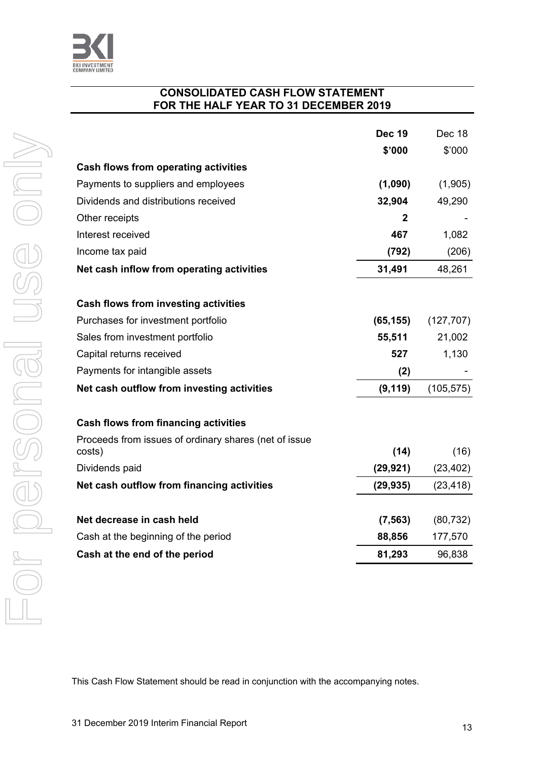## CONSOLIDATED CASH FLOW STATEMENT
## FOR THE HALF YEAR TO 31 DECEMBER 2019

| | **Dec 19** | Dec 18 |
|---|---|---|
| | **\$'000** | \$'000 |
| **Cash flows from operating activities** | | |
| Payments to suppliers and employees | **(1,090)** | (1,905) |
| Dividends and distributions received | **32,904** | 49,290 |
| Other receipts | **2** | - |
| Interest received | **467** | 1,082 |
| Income tax paid | **(792)** | (206) |
| **Net cash inflow from operating activities** | **31,491** | 48,261 |
| | | |
| **Cash flows from investing activities** | | |
| Purchases for investment portfolio | **(65,155)** | (127,707) |
| Sales from investment portfolio | **55,511** | 21,002 |
| Capital returns received | **527** | 1,130 |
| Payments for intangible assets | **(2)** | - |
| **Net cash outflow from investing activities** | **(9,119)** | (105,575) |
| | | |
| **Cash flows from financing activities** | | |
| Proceeds from issues of ordinary shares (net of issue costs) | **(14)** | (16) |
| Dividends paid | **(29,921)** | (23,402) |
| **Net cash outflow from financing activities** | **(29,935)** | (23,418) |
| | | |
| **Net decrease in cash held** | **(7,563)** | (80,732) |
| Cash at the beginning of the period | **88,856** | 177,570 |
| **Cash at the end of the period** | **81,293** | 96,838 |

This Cash Flow Statement should be read in conjunction with the accompanying notes.

31 December 2019 Interim Financial Report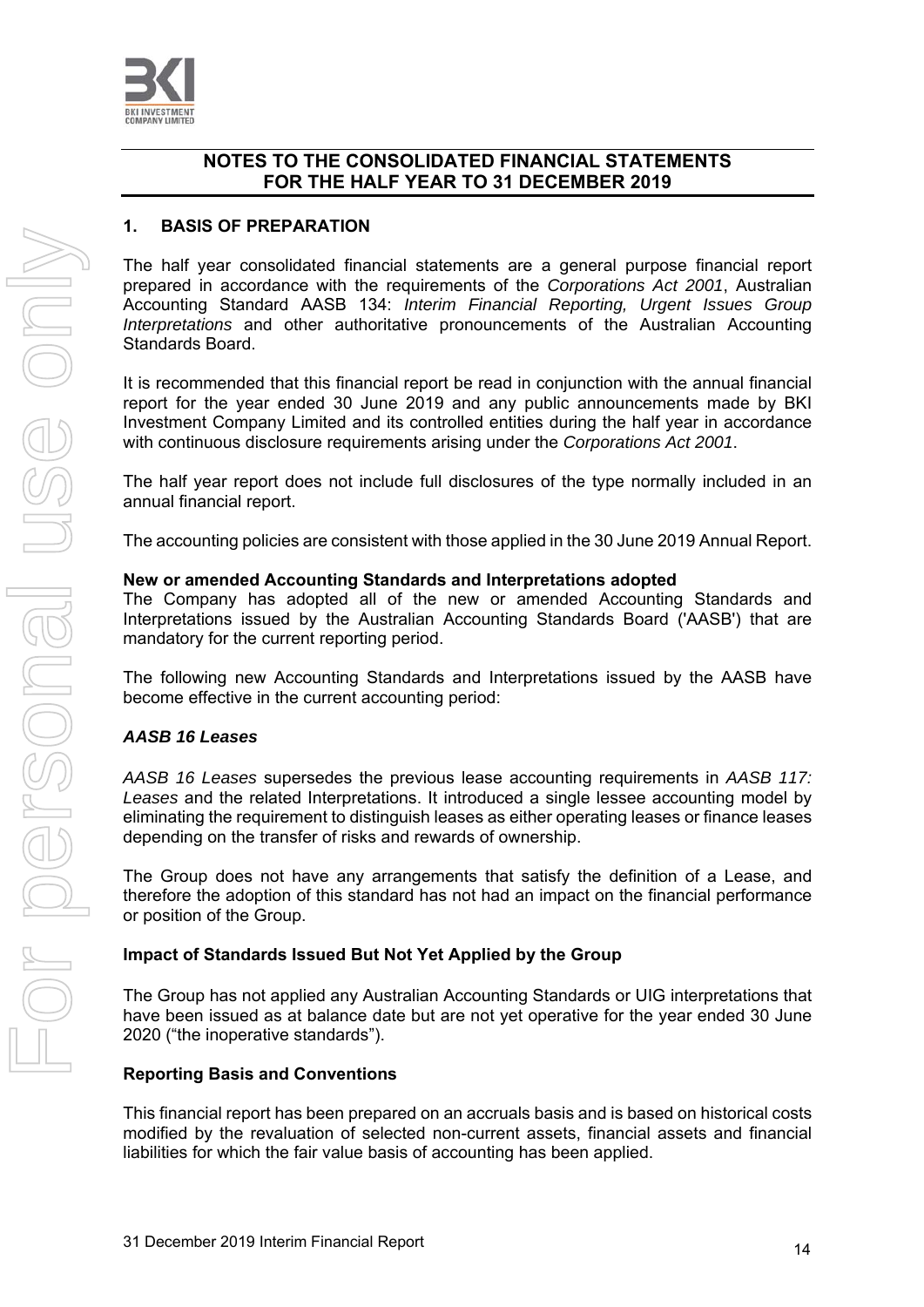## NOTES TO THE CONSOLIDATED FINANCIAL STATEMENTS FOR THE HALF YEAR TO 31 DECEMBER 2019

### 1. BASIS OF PREPARATION

The half year consolidated financial statements are a general purpose financial report prepared in accordance with the requirements of the *Corporations Act 2001*, Australian Accounting Standard AASB 134: *Interim Financial Reporting, Urgent Issues Group Interpretations* and other authoritative pronouncements of the Australian Accounting Standards Board.

It is recommended that this financial report be read in conjunction with the annual financial report for the year ended 30 June 2019 and any public announcements made by BKI Investment Company Limited and its controlled entities during the half year in accordance with continuous disclosure requirements arising under the *Corporations Act 2001*.

The half year report does not include full disclosures of the type normally included in an annual financial report.

The accounting policies are consistent with those applied in the 30 June 2019 Annual Report.

**New or amended Accounting Standards and Interpretations adopted**

The Company has adopted all of the new or amended Accounting Standards and Interpretations issued by the Australian Accounting Standards Board ('AASB') that are mandatory for the current reporting period.

The following new Accounting Standards and Interpretations issued by the AASB have become effective in the current accounting period:

***AASB 16 Leases***

*AASB 16 Leases* supersedes the previous lease accounting requirements in *AASB 117: Leases* and the related Interpretations. It introduced a single lessee accounting model by eliminating the requirement to distinguish leases as either operating leases or finance leases depending on the transfer of risks and rewards of ownership.

The Group does not have any arrangements that satisfy the definition of a Lease, and therefore the adoption of this standard has not had an impact on the financial performance or position of the Group.

**Impact of Standards Issued But Not Yet Applied by the Group**

The Group has not applied any Australian Accounting Standards or UIG interpretations that have been issued as at balance date but are not yet operative for the year ended 30 June 2020 ("the inoperative standards").

**Reporting Basis and Conventions**

This financial report has been prepared on an accruals basis and is based on historical costs modified by the revaluation of selected non-current assets, financial assets and financial liabilities for which the fair value basis of accounting has been applied.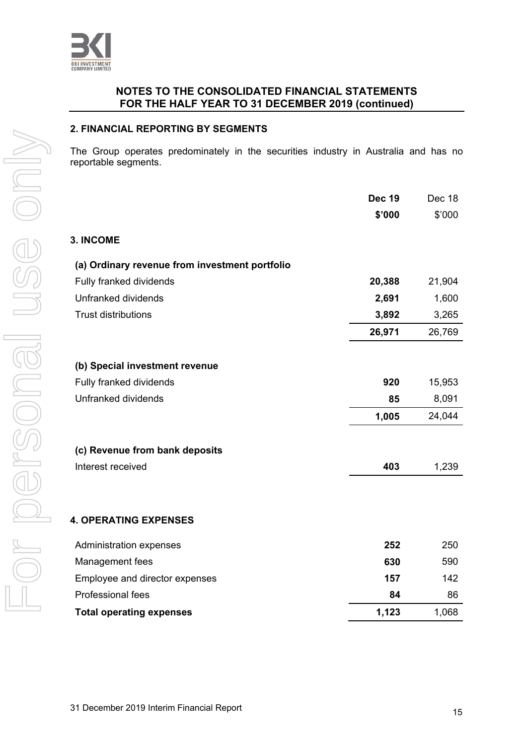## NOTES TO THE CONSOLIDATED FINANCIAL STATEMENTS FOR THE HALF YEAR TO 31 DECEMBER 2019 (continued)

### 2. FINANCIAL REPORTING BY SEGMENTS

The Group operates predominately in the securities industry in Australia and has no reportable segments.

| | **Dec 19** | Dec 18 |
|---|---|---|
| | **$'000** | $'000 |
| **3. INCOME** | | |
| **(a) Ordinary revenue from investment portfolio** | | |
| Fully franked dividends | **20,388** | 21,904 |
| Unfranked dividends | **2,691** | 1,600 |
| Trust distributions | **3,892** | 3,265 |
| | **26,971** | 26,769 |
| **(b) Special investment revenue** | | |
| Fully franked dividends | **920** | 15,953 |
| Unfranked dividends | **85** | 8,091 |
| | **1,005** | 24,044 |
| **(c) Revenue from bank deposits** | | |
| Interest received | **403** | 1,239 |

### 4. OPERATING EXPENSES

| | **Dec 19** | Dec 18 |
|---|---|---|
| Administration expenses | **252** | 250 |
| Management fees | **630** | 590 |
| Employee and director expenses | **157** | 142 |
| Professional fees | **84** | 86 |
| **Total operating expenses** | **1,123** | 1,068 |

31 December 2019 Interim Financial Report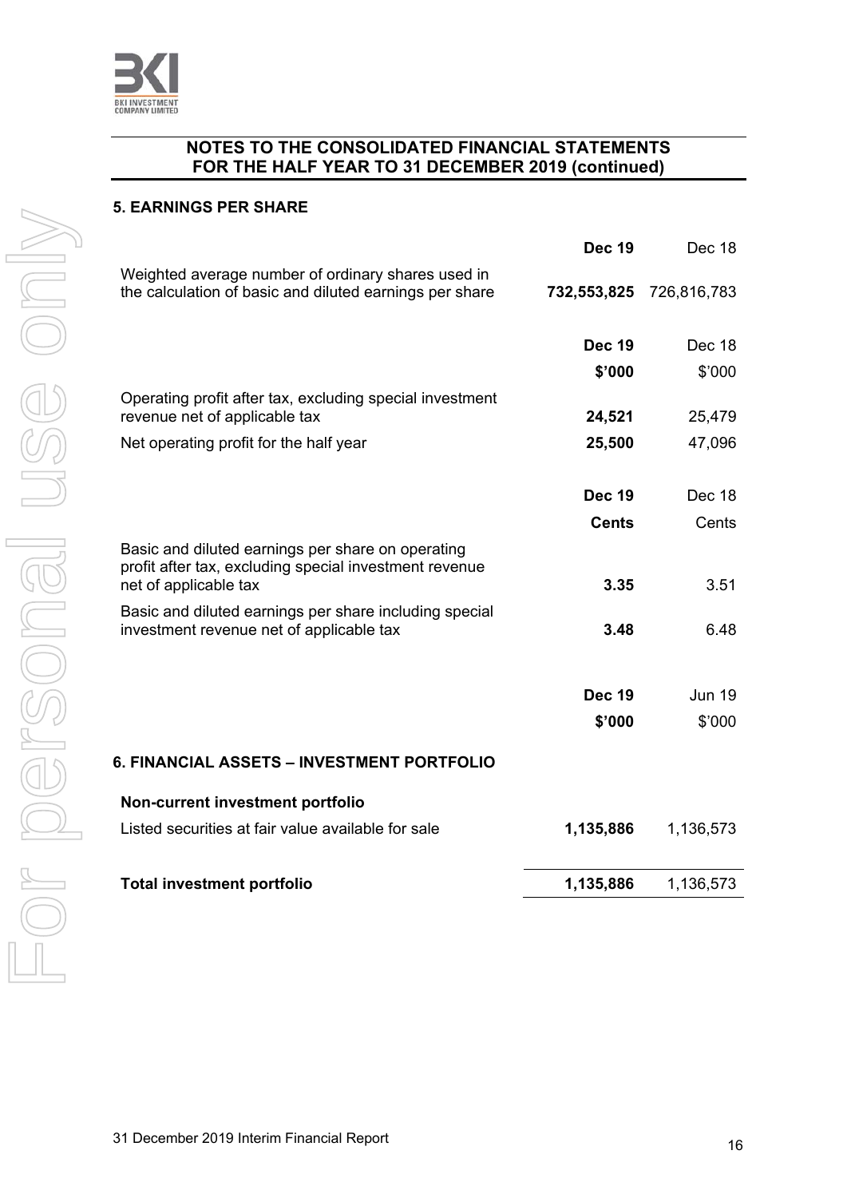## NOTES TO THE CONSOLIDATED FINANCIAL STATEMENTS FOR THE HALF YEAR TO 31 DECEMBER 2019 (continued)

### 5. EARNINGS PER SHARE

| | **Dec 19** | Dec 18 |
|---|---|---|
| Weighted average number of ordinary shares used in the calculation of basic and diluted earnings per share | **732,553,825** | 726,816,783 |

| | **Dec 19** | Dec 18 |
|---|---|---|
| | **$'000** | $'000 |
| Operating profit after tax, excluding special investment revenue net of applicable tax | **24,521** | 25,479 |
| Net operating profit for the half year | **25,500** | 47,096 |

| | **Dec 19** | Dec 18 |
|---|---|---|
| | **Cents** | Cents |
| Basic and diluted earnings per share on operating profit after tax, excluding special investment revenue net of applicable tax | **3.35** | 3.51 |
| Basic and diluted earnings per share including special investment revenue net of applicable tax | **3.48** | 6.48 |

### 6. FINANCIAL ASSETS – INVESTMENT PORTFOLIO

| | **Dec 19** | Jun 19 |
|---|---|---|
| | **$'000** | $'000 |
| **Non-current investment portfolio** | | |
| Listed securities at fair value available for sale | **1,135,886** | 1,136,573 |
| **Total investment portfolio** | **1,135,886** | 1,136,573 |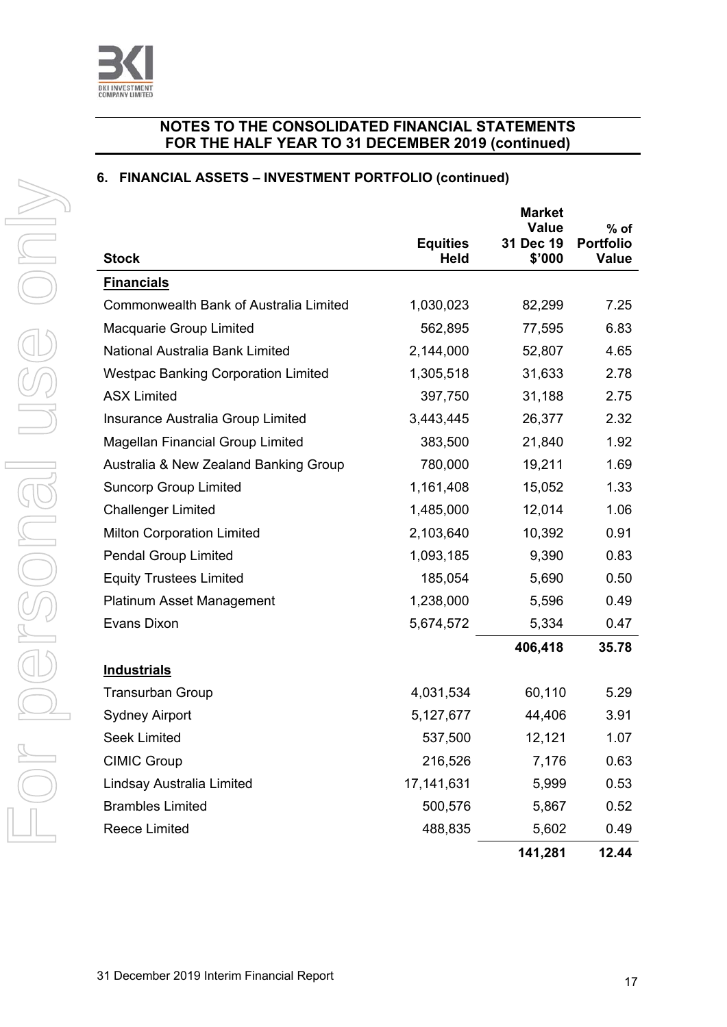## NOTES TO THE CONSOLIDATED FINANCIAL STATEMENTS FOR THE HALF YEAR TO 31 DECEMBER 2019 (continued)

### 6. FINANCIAL ASSETS – INVESTMENT PORTFOLIO (continued)

| Stock | Equities Held | Market Value 31 Dec 19 $'000 | % of Portfolio Value |
|---|---|---|---|
| **Financials** | | | |
| Commonwealth Bank of Australia Limited | 1,030,023 | 82,299 | 7.25 |
| Macquarie Group Limited | 562,895 | 77,595 | 6.83 |
| National Australia Bank Limited | 2,144,000 | 52,807 | 4.65 |
| Westpac Banking Corporation Limited | 1,305,518 | 31,633 | 2.78 |
| ASX Limited | 397,750 | 31,188 | 2.75 |
| Insurance Australia Group Limited | 3,443,445 | 26,377 | 2.32 |
| Magellan Financial Group Limited | 383,500 | 21,840 | 1.92 |
| Australia & New Zealand Banking Group | 780,000 | 19,211 | 1.69 |
| Suncorp Group Limited | 1,161,408 | 15,052 | 1.33 |
| Challenger Limited | 1,485,000 | 12,014 | 1.06 |
| Milton Corporation Limited | 2,103,640 | 10,392 | 0.91 |
| Pendal Group Limited | 1,093,185 | 9,390 | 0.83 |
| Equity Trustees Limited | 185,054 | 5,690 | 0.50 |
| Platinum Asset Management | 1,238,000 | 5,596 | 0.49 |
| Evans Dixon | 5,674,572 | 5,334 | 0.47 |
| | | **406,418** | **35.78** |
| **Industrials** | | | |
| Transurban Group | 4,031,534 | 60,110 | 5.29 |
| Sydney Airport | 5,127,677 | 44,406 | 3.91 |
| Seek Limited | 537,500 | 12,121 | 1.07 |
| CIMIC Group | 216,526 | 7,176 | 0.63 |
| Lindsay Australia Limited | 17,141,631 | 5,999 | 0.53 |
| Brambles Limited | 500,576 | 5,867 | 0.52 |
| Reece Limited | 488,835 | 5,602 | 0.49 |
| | | **141,281** | **12.44** |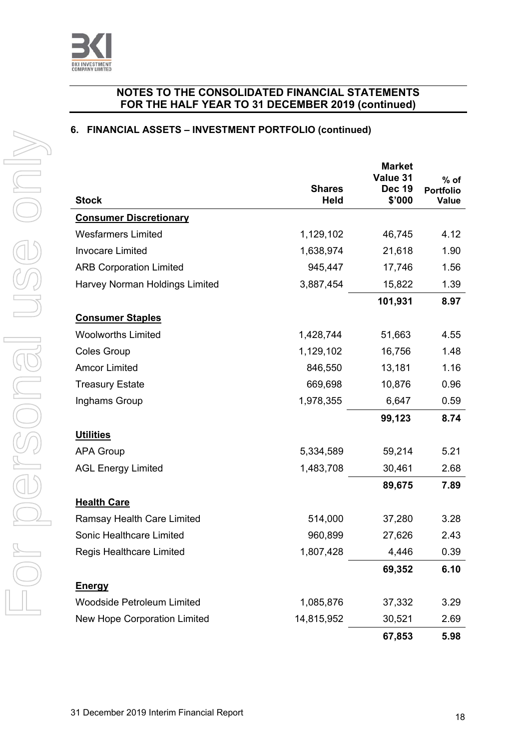## NOTES TO THE CONSOLIDATED FINANCIAL STATEMENTS FOR THE HALF YEAR TO 31 DECEMBER 2019 (continued)

### 6. FINANCIAL ASSETS – INVESTMENT PORTFOLIO (continued)

| Stock | Shares Held | Market Value 31 Dec 19 $'000 | % of Portfolio Value |
|---|---|---|---|
| **Consumer Discretionary** | | | |
| Wesfarmers Limited | 1,129,102 | 46,745 | 4.12 |
| Invocare Limited | 1,638,974 | 21,618 | 1.90 |
| ARB Corporation Limited | 945,447 | 17,746 | 1.56 |
| Harvey Norman Holdings Limited | 3,887,454 | 15,822 | 1.39 |
| | | **101,931** | **8.97** |
| **Consumer Staples** | | | |
| Woolworths Limited | 1,428,744 | 51,663 | 4.55 |
| Coles Group | 1,129,102 | 16,756 | 1.48 |
| Amcor Limited | 846,550 | 13,181 | 1.16 |
| Treasury Estate | 669,698 | 10,876 | 0.96 |
| Inghams Group | 1,978,355 | 6,647 | 0.59 |
| | | **99,123** | **8.74** |
| **Utilities** | | | |
| APA Group | 5,334,589 | 59,214 | 5.21 |
| AGL Energy Limited | 1,483,708 | 30,461 | 2.68 |
| | | **89,675** | **7.89** |
| **Health Care** | | | |
| Ramsay Health Care Limited | 514,000 | 37,280 | 3.28 |
| Sonic Healthcare Limited | 960,899 | 27,626 | 2.43 |
| Regis Healthcare Limited | 1,807,428 | 4,446 | 0.39 |
| | | **69,352** | **6.10** |
| **Energy** | | | |
| Woodside Petroleum Limited | 1,085,876 | 37,332 | 3.29 |
| New Hope Corporation Limited | 14,815,952 | 30,521 | 2.69 |
| | | **67,853** | **5.98** |

31 December 2019 Interim Financial Report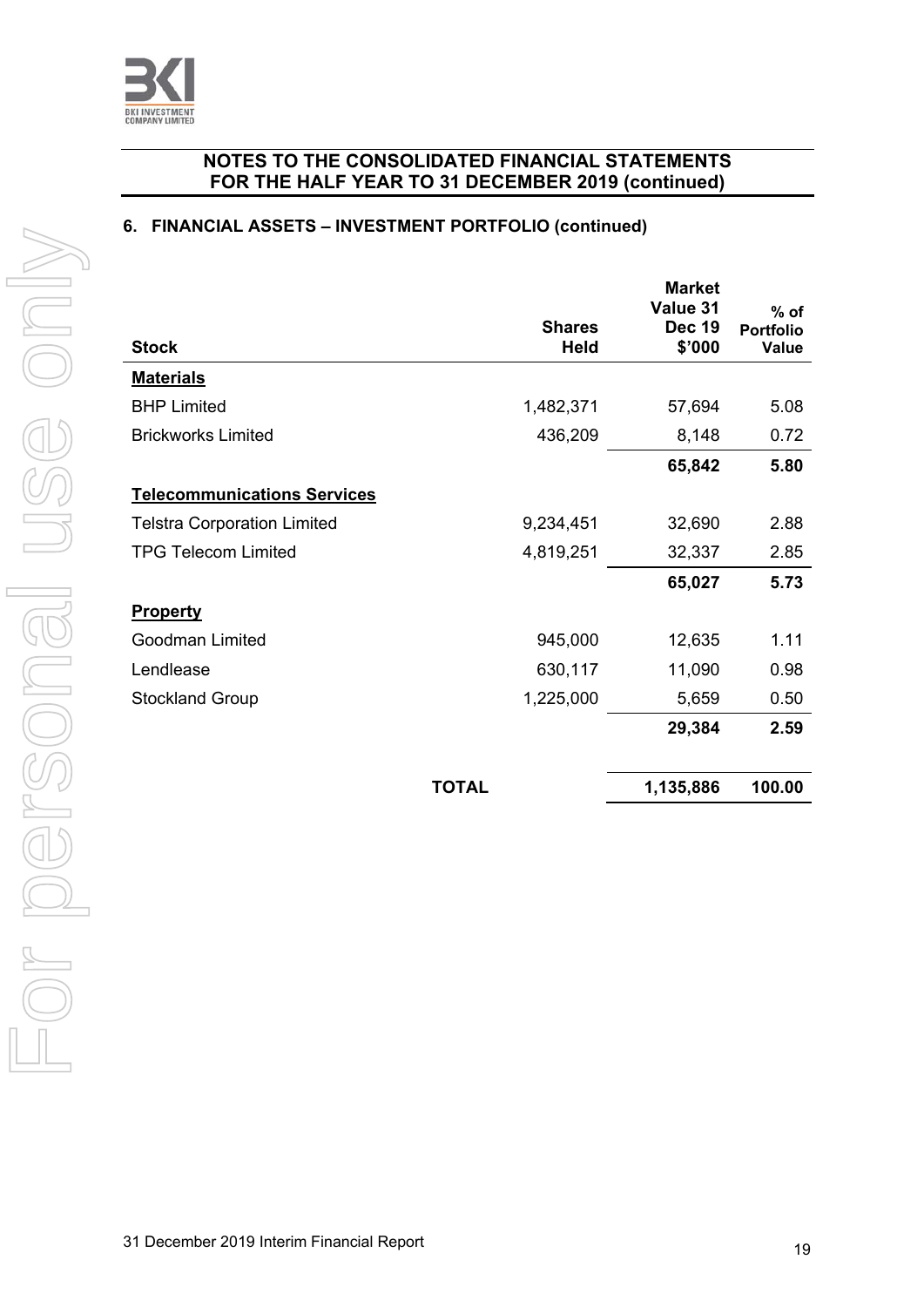## NOTES TO THE CONSOLIDATED FINANCIAL STATEMENTS FOR THE HALF YEAR TO 31 DECEMBER 2019 (continued)

### 6. FINANCIAL ASSETS – INVESTMENT PORTFOLIO (continued)

| Stock | Shares Held | Market Value 31 Dec 19 $'000 | % of Portfolio Value |
|---|---:|---:|---:|
| **Materials** | | | |
| BHP Limited | 1,482,371 | 57,694 | 5.08 |
| Brickworks Limited | 436,209 | 8,148 | 0.72 |
| | | **65,842** | **5.80** |
| **Telecommunications Services** | | | |
| Telstra Corporation Limited | 9,234,451 | 32,690 | 2.88 |
| TPG Telecom Limited | 4,819,251 | 32,337 | 2.85 |
| | | **65,027** | **5.73** |
| **Property** | | | |
| Goodman Limited | 945,000 | 12,635 | 1.11 |
| Lendlease | 630,117 | 11,090 | 0.98 |
| Stockland Group | 1,225,000 | 5,659 | 0.50 |
| | | **29,384** | **2.59** |
| **TOTAL** | | **1,135,886** | **100.00** |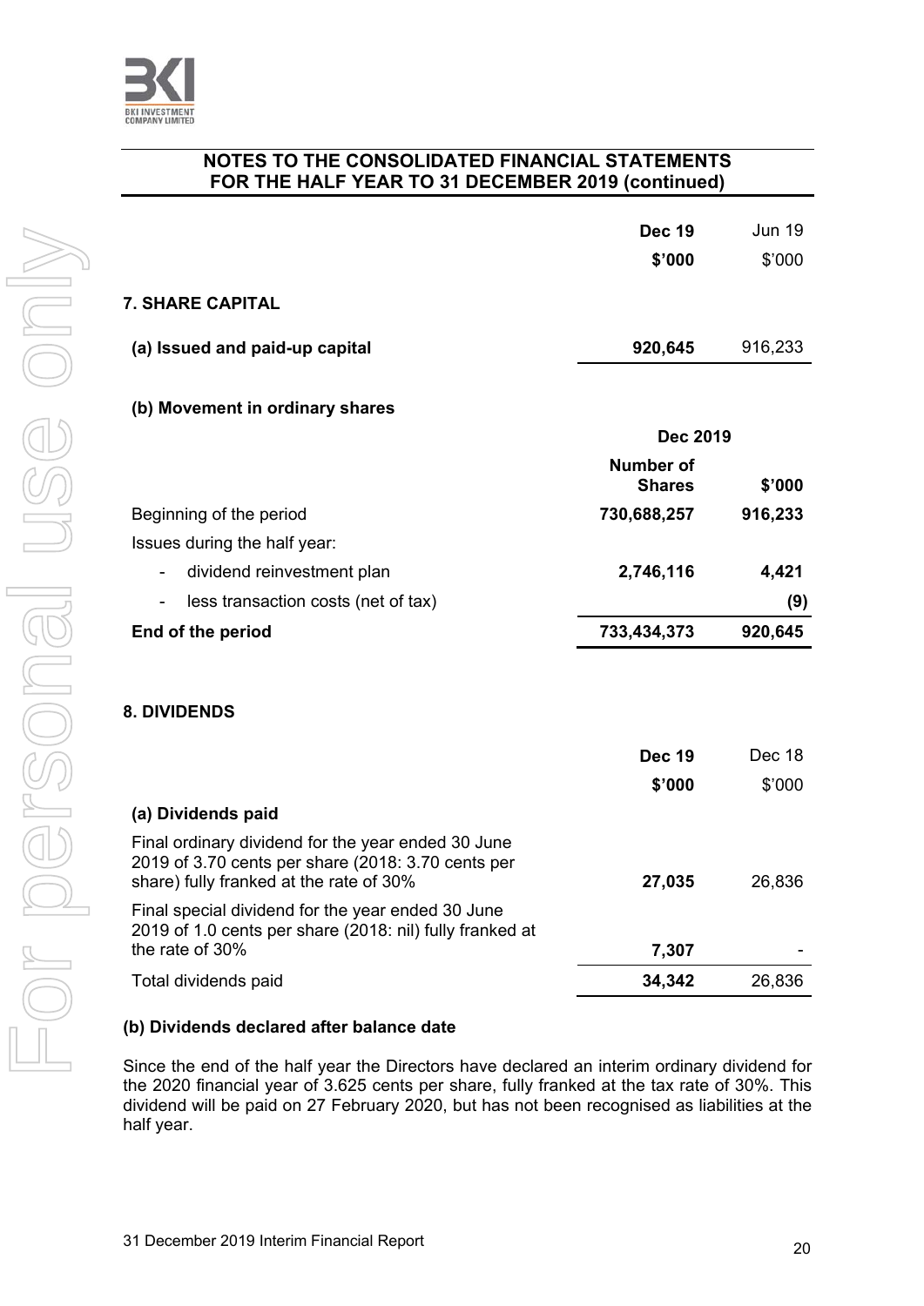## NOTES TO THE CONSOLIDATED FINANCIAL STATEMENTS FOR THE HALF YEAR TO 31 DECEMBER 2019 (continued)

| | **Dec 19** | Jun 19 |
|---|---|---|
| | **$'000** | $'000 |
| **7. SHARE CAPITAL** | | |
| **(a) Issued and paid-up capital** | **920,645** | 916,233 |

**(b) Movement in ordinary shares**

| | **Dec 2019** | |
|---|---|---|
| | **Number of Shares** | **$'000** |
| Beginning of the period | **730,688,257** | **916,233** |
| Issues during the half year: | | |
| - dividend reinvestment plan | **2,746,116** | **4,421** |
| - less transaction costs (net of tax) | | **(9)** |
| **End of the period** | **733,434,373** | **920,645** |

**8. DIVIDENDS**

| | **Dec 19** | Dec 18 |
|---|---|---|
| | **$'000** | $'000 |
| **(a) Dividends paid** | | |
| Final ordinary dividend for the year ended 30 June 2019 of 3.70 cents per share (2018: 3.70 cents per share) fully franked at the rate of 30% | **27,035** | 26,836 |
| Final special dividend for the year ended 30 June 2019 of 1.0 cents per share (2018: nil) fully franked at the rate of 30% | **7,307** | - |
| Total dividends paid | **34,342** | 26,836 |

**(b) Dividends declared after balance date**

Since the end of the half year the Directors have declared an interim ordinary dividend for the 2020 financial year of 3.625 cents per share, fully franked at the tax rate of 30%. This dividend will be paid on 27 February 2020, but has not been recognised as liabilities at the half year.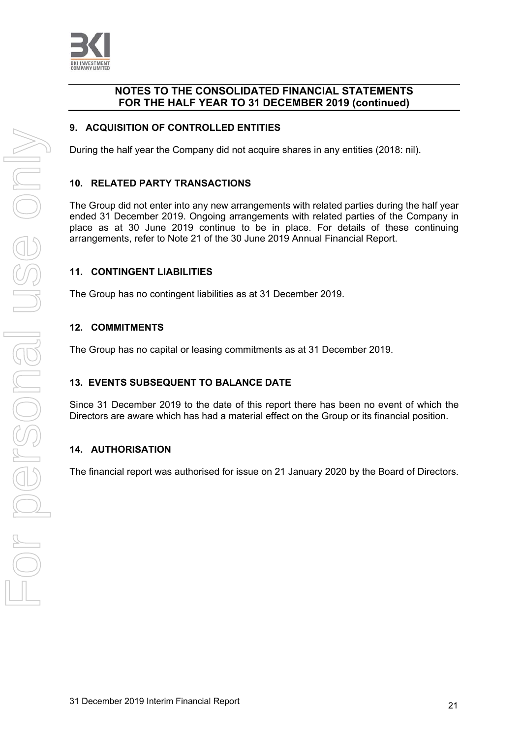## NOTES TO THE CONSOLIDATED FINANCIAL STATEMENTS FOR THE HALF YEAR TO 31 DECEMBER 2019 (continued)

### 9. ACQUISITION OF CONTROLLED ENTITIES

During the half year the Company did not acquire shares in any entities (2018: nil).

### 10. RELATED PARTY TRANSACTIONS

The Group did not enter into any new arrangements with related parties during the half year ended 31 December 2019. Ongoing arrangements with related parties of the Company in place as at 30 June 2019 continue to be in place. For details of these continuing arrangements, refer to Note 21 of the 30 June 2019 Annual Financial Report.

### 11. CONTINGENT LIABILITIES

The Group has no contingent liabilities as at 31 December 2019.

### 12. COMMITMENTS

The Group has no capital or leasing commitments as at 31 December 2019.

### 13. EVENTS SUBSEQUENT TO BALANCE DATE

Since 31 December 2019 to the date of this report there has been no event of which the Directors are aware which has had a material effect on the Group or its financial position.

### 14. AUTHORISATION

The financial report was authorised for issue on 21 January 2020 by the Board of Directors.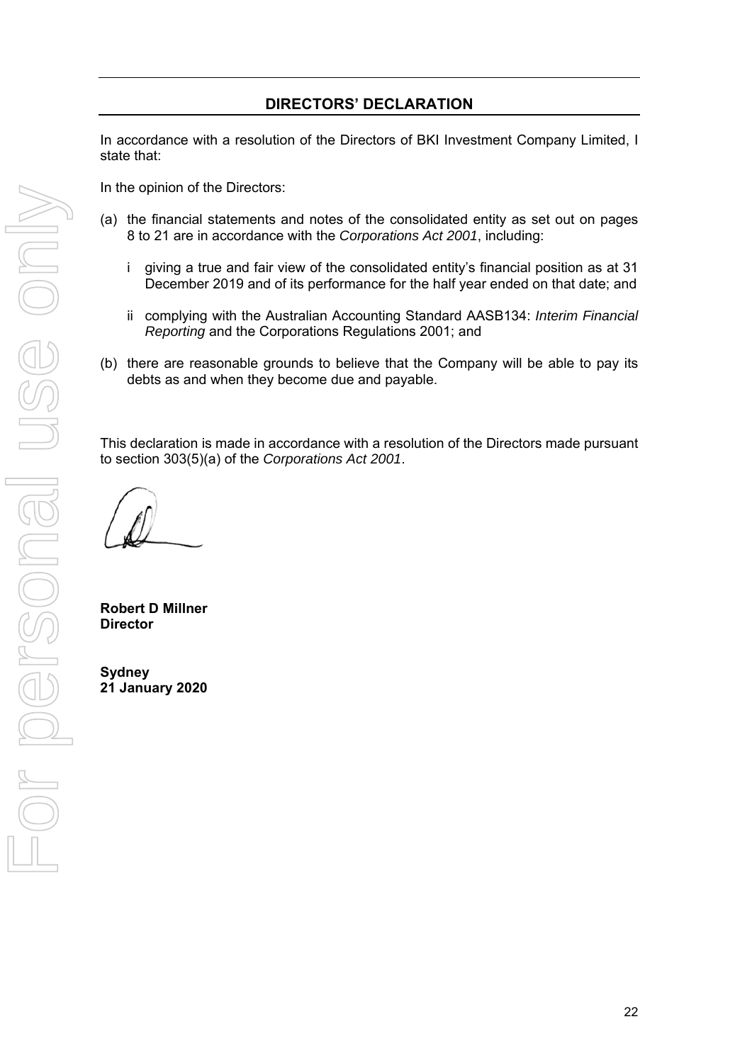## DIRECTORS' DECLARATION

In accordance with a resolution of the Directors of BKI Investment Company Limited, I state that:

In the opinion of the Directors:

(a) the financial statements and notes of the consolidated entity as set out on pages 8 to 21 are in accordance with the *Corporations Act 2001*, including:

  i giving a true and fair view of the consolidated entity's financial position as at 31 December 2019 and of its performance for the half year ended on that date; and

  ii complying with the Australian Accounting Standard AASB134: *Interim Financial Reporting* and the Corporations Regulations 2001; and

(b) there are reasonable grounds to believe that the Company will be able to pay its debts as and when they become due and payable.

This declaration is made in accordance with a resolution of the Directors made pursuant to section 303(5)(a) of the *Corporations Act 2001*.

**Robert D Millner**
**Director**

**Sydney**
**21 January 2020**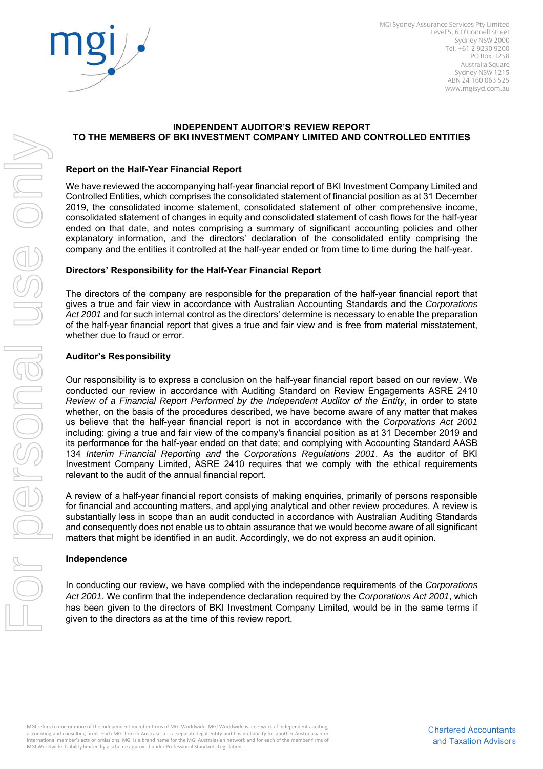MGI Sydney Assurance Services Pty Limited
Level 5, 6 O'Connell Street
Sydney NSW 2000
Tel: +61 2 9230 9200
PO Box H258
Australia Square
Sydney NSW 1215
ABN 24 160 063 525
www.mgisyd.com.au

# INDEPENDENT AUDITOR'S REVIEW REPORT
# TO THE MEMBERS OF BKI INVESTMENT COMPANY LIMITED AND CONTROLLED ENTITIES

## Report on the Half-Year Financial Report

We have reviewed the accompanying half-year financial report of BKI Investment Company Limited and Controlled Entities, which comprises the consolidated statement of financial position as at 31 December 2019, the consolidated income statement, consolidated statement of other comprehensive income, consolidated statement of changes in equity and consolidated statement of cash flows for the half-year ended on that date, and notes comprising a summary of significant accounting policies and other explanatory information, and the directors' declaration of the consolidated entity comprising the company and the entities it controlled at the half-year ended or from time to time during the half-year.

## Directors' Responsibility for the Half-Year Financial Report

The directors of the company are responsible for the preparation of the half-year financial report that gives a true and fair view in accordance with Australian Accounting Standards and the *Corporations Act 2001* and for such internal control as the directors' determine is necessary to enable the preparation of the half-year financial report that gives a true and fair view and is free from material misstatement, whether due to fraud or error.

## Auditor's Responsibility

Our responsibility is to express a conclusion on the half-year financial report based on our review. We conducted our review in accordance with Auditing Standard on Review Engagements ASRE 2410 *Review of a Financial Report Performed by the Independent Auditor of the Entity*, in order to state whether, on the basis of the procedures described, we have become aware of any matter that makes us believe that the half-year financial report is not in accordance with the *Corporations Act 2001* including: giving a true and fair view of the company's financial position as at 31 December 2019 and its performance for the half-year ended on that date; and complying with Accounting Standard AASB 134 *Interim Financial Reporting and* the *Corporations Regulations 2001*. As the auditor of BKI Investment Company Limited, ASRE 2410 requires that we comply with the ethical requirements relevant to the audit of the annual financial report.

A review of a half-year financial report consists of making enquiries, primarily of persons responsible for financial and accounting matters, and applying analytical and other review procedures. A review is substantially less in scope than an audit conducted in accordance with Australian Auditing Standards and consequently does not enable us to obtain assurance that we would become aware of all significant matters that might be identified in an audit. Accordingly, we do not express an audit opinion.

## Independence

In conducting our review, we have complied with the independence requirements of the *Corporations Act 2001*. We confirm that the independence declaration required by the *Corporations Act 2001*, which has been given to the directors of BKI Investment Company Limited, would be in the same terms if given to the directors as at the time of this review report.

MGI refers to one or more of the independent member firms of MGI Worldwide. MGI Worldwide is a network of independent auditing, accounting and consulting firms. Each MGI firm in Australasia is a separate legal entity and has no liability for another Australasian or international member's acts or omissions. MGI is a brand name for the MGI Australasian network and for each of the member firms of MGI Worldwide. Liability limited by a scheme approved under Professional Standards Legislation.

Chartered Accountants and Taxation Advisors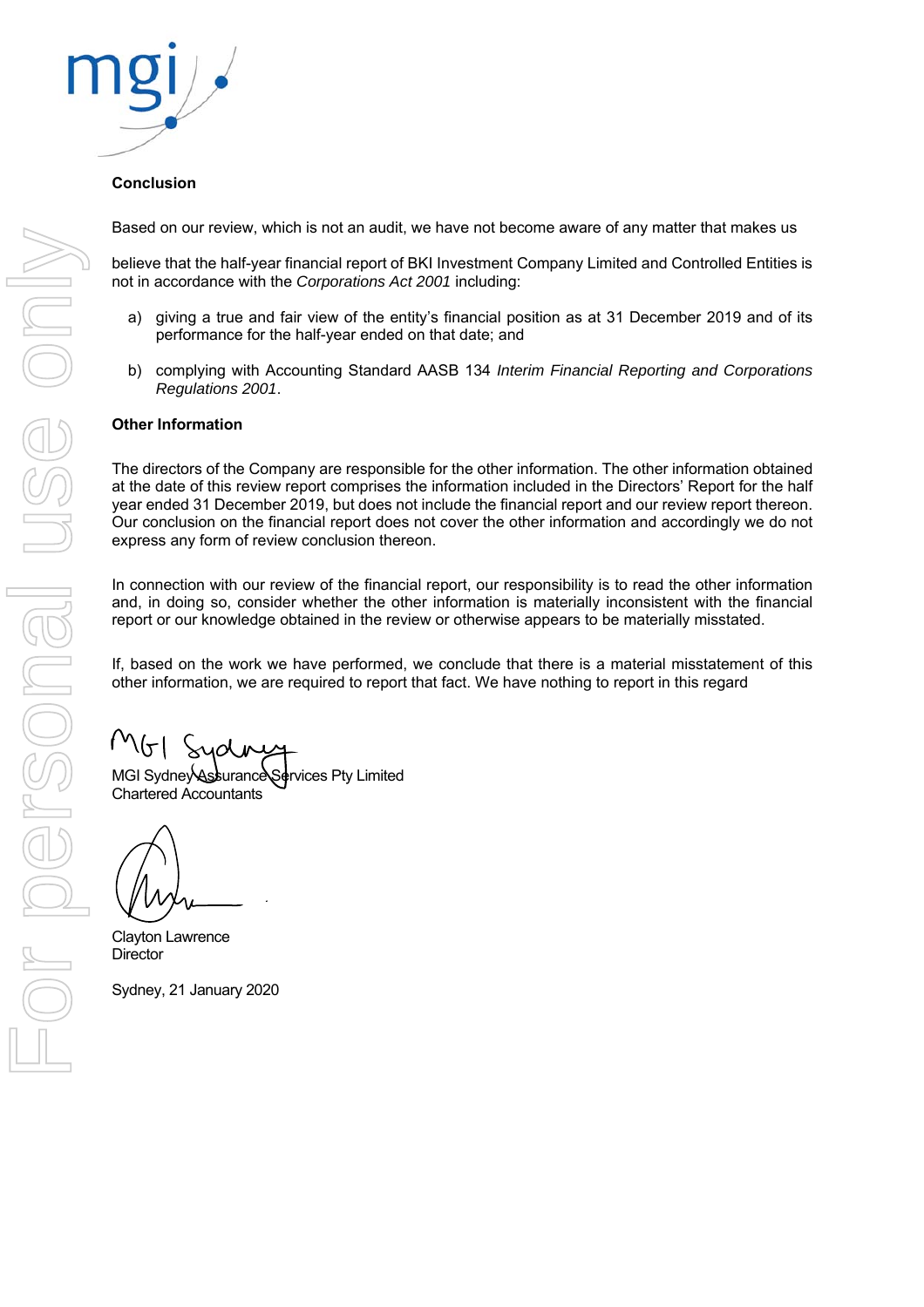## Conclusion

Based on our review, which is not an audit, we have not become aware of any matter that makes us

believe that the half-year financial report of BKI Investment Company Limited and Controlled Entities is not in accordance with the *Corporations Act 2001* including:

a) giving a true and fair view of the entity's financial position as at 31 December 2019 and of its performance for the half-year ended on that date; and

b) complying with Accounting Standard AASB 134 *Interim Financial Reporting and Corporations Regulations 2001*.

## Other Information

The directors of the Company are responsible for the other information. The other information obtained at the date of this review report comprises the information included in the Directors' Report for the half year ended 31 December 2019, but does not include the financial report and our review report thereon. Our conclusion on the financial report does not cover the other information and accordingly we do not express any form of review conclusion thereon.

In connection with our review of the financial report, our responsibility is to read the other information and, in doing so, consider whether the other information is materially inconsistent with the financial report or our knowledge obtained in the review or otherwise appears to be materially misstated.

If, based on the work we have performed, we conclude that there is a material misstatement of this other information, we are required to report that fact. We have nothing to report in this regard

MGI Sydney Assurance Services Pty Limited
Chartered Accountants

Clayton Lawrence
Director

Sydney, 21 January 2020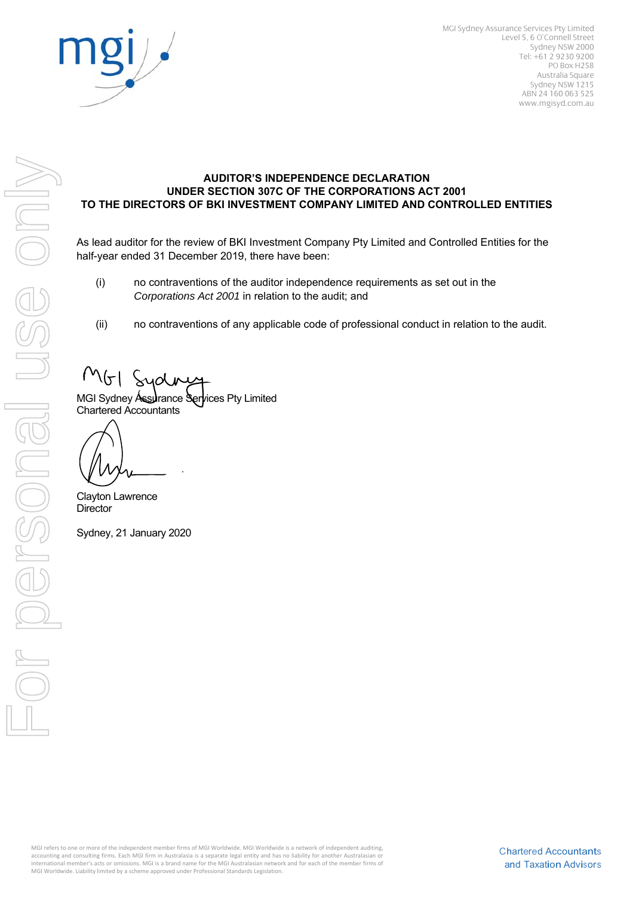MGI Sydney Assurance Services Pty Limited
Level 5, 6 O'Connell Street
Sydney NSW 2000
Tel: +61 2 9230 9200
PO Box H258
Australia Square
Sydney NSW 1215
ABN 24 160 063 525
www.mgisyd.com.au

**AUDITOR'S INDEPENDENCE DECLARATION**
**UNDER SECTION 307C OF THE CORPORATIONS ACT 2001**
**TO THE DIRECTORS OF BKI INVESTMENT COMPANY LIMITED AND CONTROLLED ENTITIES**

As lead auditor for the review of BKI Investment Company Pty Limited and Controlled Entities for the half-year ended 31 December 2019, there have been:

(i) no contraventions of the auditor independence requirements as set out in the *Corporations Act 2001* in relation to the audit; and

(ii) no contraventions of any applicable code of professional conduct in relation to the audit.

MGI Sydney Assurance Services Pty Limited
Chartered Accountants

Clayton Lawrence
Director

Sydney, 21 January 2020

MGI refers to one or more of the independent member firms of MGI Worldwide. MGI Worldwide is a network of independent auditing, accounting and consulting firms. Each MGI firm in Australasia is a separate legal entity and has no liability for another Australasian or international member's acts or omissions. MGI is a brand name for the MGI Australasian network and for each of the member firms of MGI Worldwide. Liability limited by a scheme approved under Professional Standards Legislation.

Chartered Accountants and Taxation Advisors